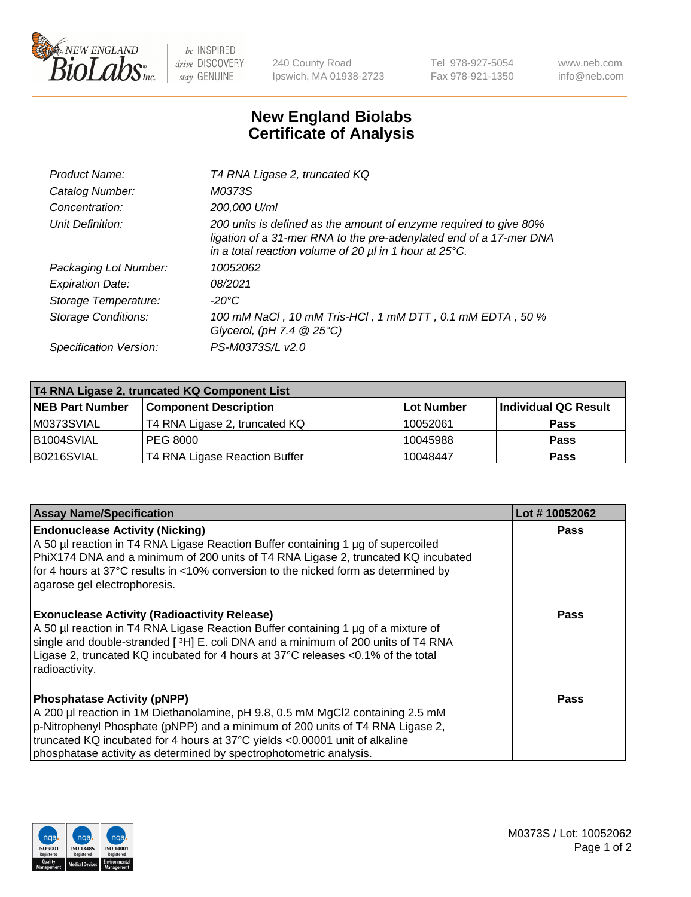# New England Biolabs
# Certificate of Analysis

| | |
|---|---|
| *Product Name:* | *T4 RNA Ligase 2, truncated KQ* |
| *Catalog Number:* | *M0373S* |
| *Concentration:* | *200,000 U/ml* |
| *Unit Definition:* | *200 units is defined as the amount of enzyme required to give 80% ligation of a 31-mer RNA to the pre-adenylated end of a 17-mer DNA in a total reaction volume of 20 µl in 1 hour at 25°C.* |
| *Packaging Lot Number:* | *10052062* |
| *Expiration Date:* | *08/2021* |
| *Storage Temperature:* | *-20°C* |
| *Storage Conditions:* | *100 mM NaCl , 10 mM Tris-HCl , 1 mM DTT , 0.1 mM EDTA , 50 % Glycerol, (pH 7.4 @ 25°C)* |
| *Specification Version:* | *PS-M0373S/L v2.0* |

| T4 RNA Ligase 2, truncated KQ Component List | | | |
|---|---|---|---|
| **NEB Part Number** | **Component Description** | **Lot Number** | **Individual QC Result** |
| M0373SVIAL | T4 RNA Ligase 2, truncated KQ | 10052061 | **Pass** |
| B1004SVIAL | PEG 8000 | 10045988 | **Pass** |
| B0216SVIAL | T4 RNA Ligase Reaction Buffer | 10048447 | **Pass** |

| Assay Name/Specification | Lot # 10052062 |
|---|---|
| **Endonuclease Activity (Nicking)** A 50 µl reaction in T4 RNA Ligase Reaction Buffer containing 1 µg of supercoiled PhiX174 DNA and a minimum of 200 units of T4 RNA Ligase 2, truncated KQ incubated for 4 hours at 37°C results in <10% conversion to the nicked form as determined by agarose gel electrophoresis. | **Pass** |
| **Exonuclease Activity (Radioactivity Release)** A 50 µl reaction in T4 RNA Ligase Reaction Buffer containing 1 µg of a mixture of single and double-stranded [ $^3$H] E. coli DNA and a minimum of 200 units of T4 RNA Ligase 2, truncated KQ incubated for 4 hours at 37°C releases <0.1% of the total radioactivity. | **Pass** |
| **Phosphatase Activity (pNPP)** A 200 µl reaction in 1M Diethanolamine, pH 9.8, 0.5 mM $MgCl_2$ containing 2.5 mM p-Nitrophenyl Phosphate (pNPP) and a minimum of 200 units of T4 RNA Ligase 2, truncated KQ incubated for 4 hours at 37°C yields <0.00001 unit of alkaline phosphatase activity as determined by spectrophotometric analysis. | **Pass** |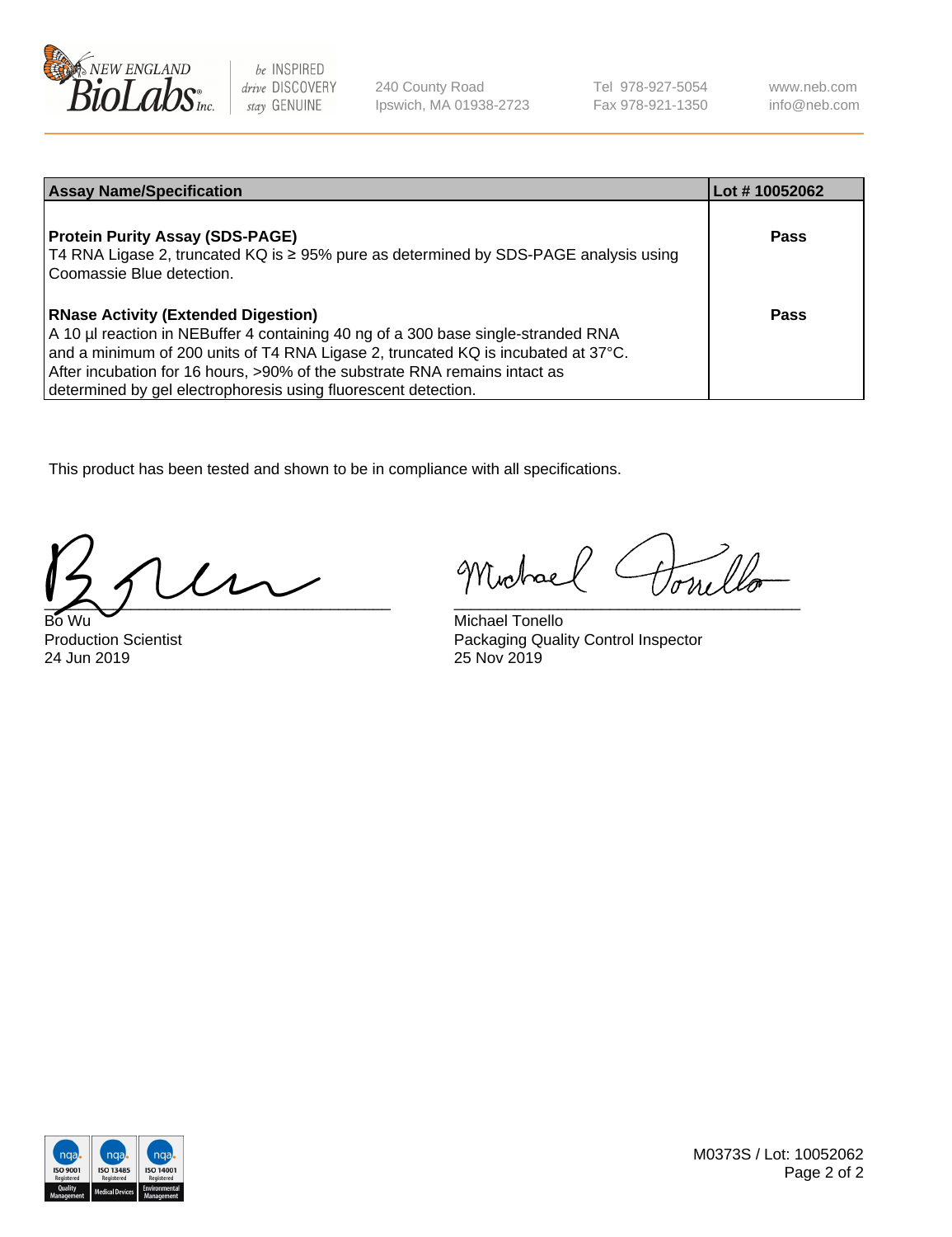| Assay Name/Specification | Lot # 10052062 |
|---|---|
| **Protein Purity Assay (SDS-PAGE)**<br>T4 RNA Ligase 2, truncated KQ is ≥ 95% pure as determined by SDS-PAGE analysis using Coomassie Blue detection. | **Pass** |
| **RNase Activity (Extended Digestion)**<br>A 10 µl reaction in NEBuffer 4 containing 40 ng of a 300 base single-stranded RNA and a minimum of 200 units of T4 RNA Ligase 2, truncated KQ is incubated at 37°C. After incubation for 16 hours, >90% of the substrate RNA remains intact as determined by gel electrophoresis using fluorescent detection. | **Pass** |

This product has been tested and shown to be in compliance with all specifications.

Bo Wu
Production Scientist
24 Jun 2019

Michael Tonello
Packaging Quality Control Inspector
25 Nov 2019

M0373S / Lot: 10052062